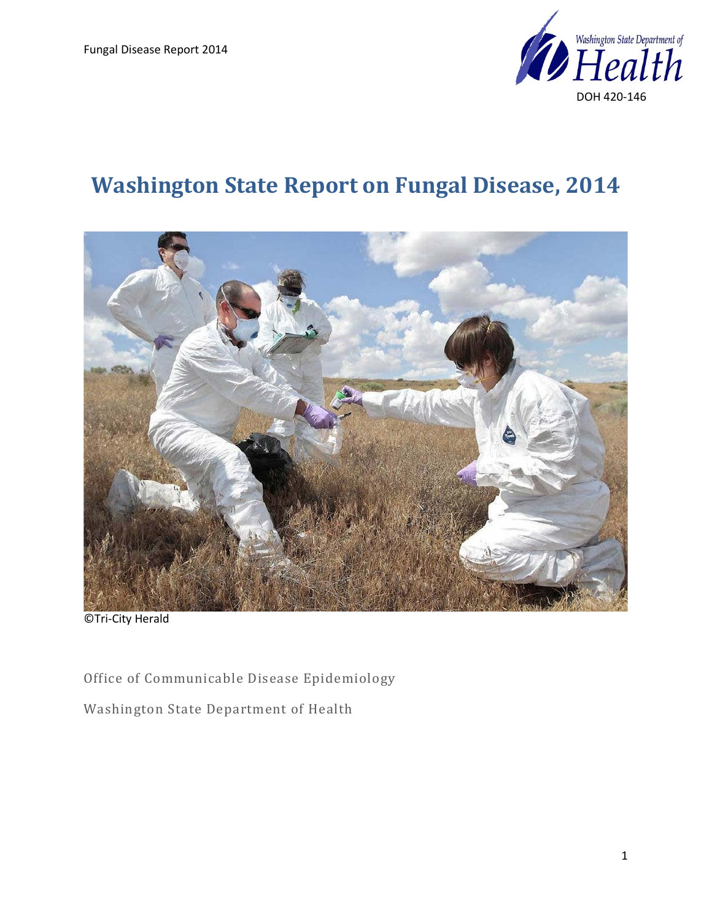DOH 420-146

# Washington State Report on Fungal Disease, 2014

©Tri-City Herald

Office of Communicable Disease Epidemiology

Washington State Department of Health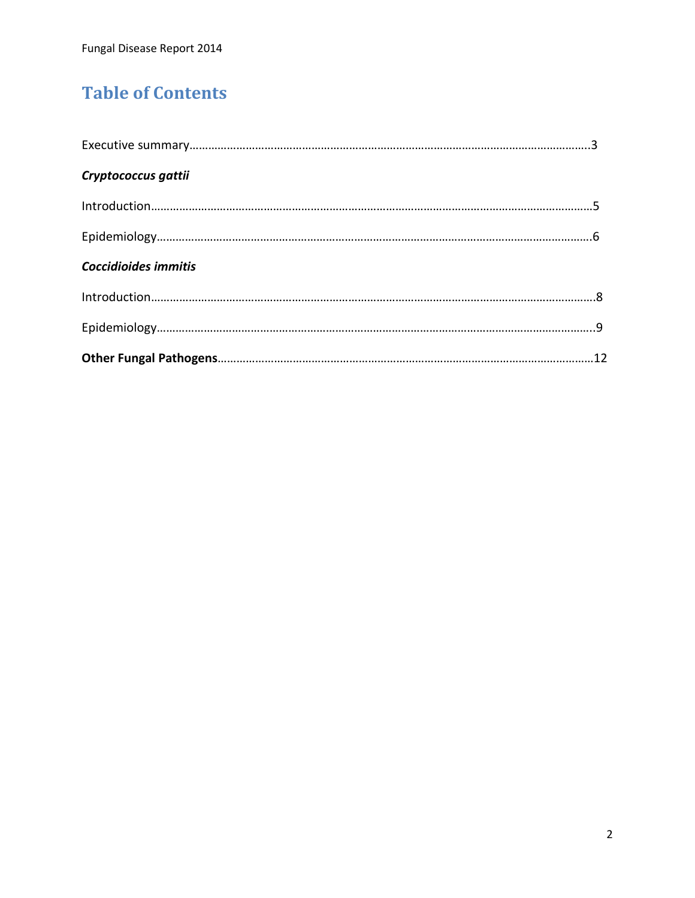# Table of Contents

Executive summary……………………………………………………………………………………………………………….3

***Cryptococcus gattii***

Introduction……………………………………………………………………………………………………………………….5

Epidemiology…………………………………………………………………………………………………………………….6

***Coccidioides immitis***

Introduction……………………………………………………………………………………………………………………….8

Epidemiology…………………………………………………………………………………………………………………….9

**Other Fungal Pathogens**………………………………………………………………………………………………12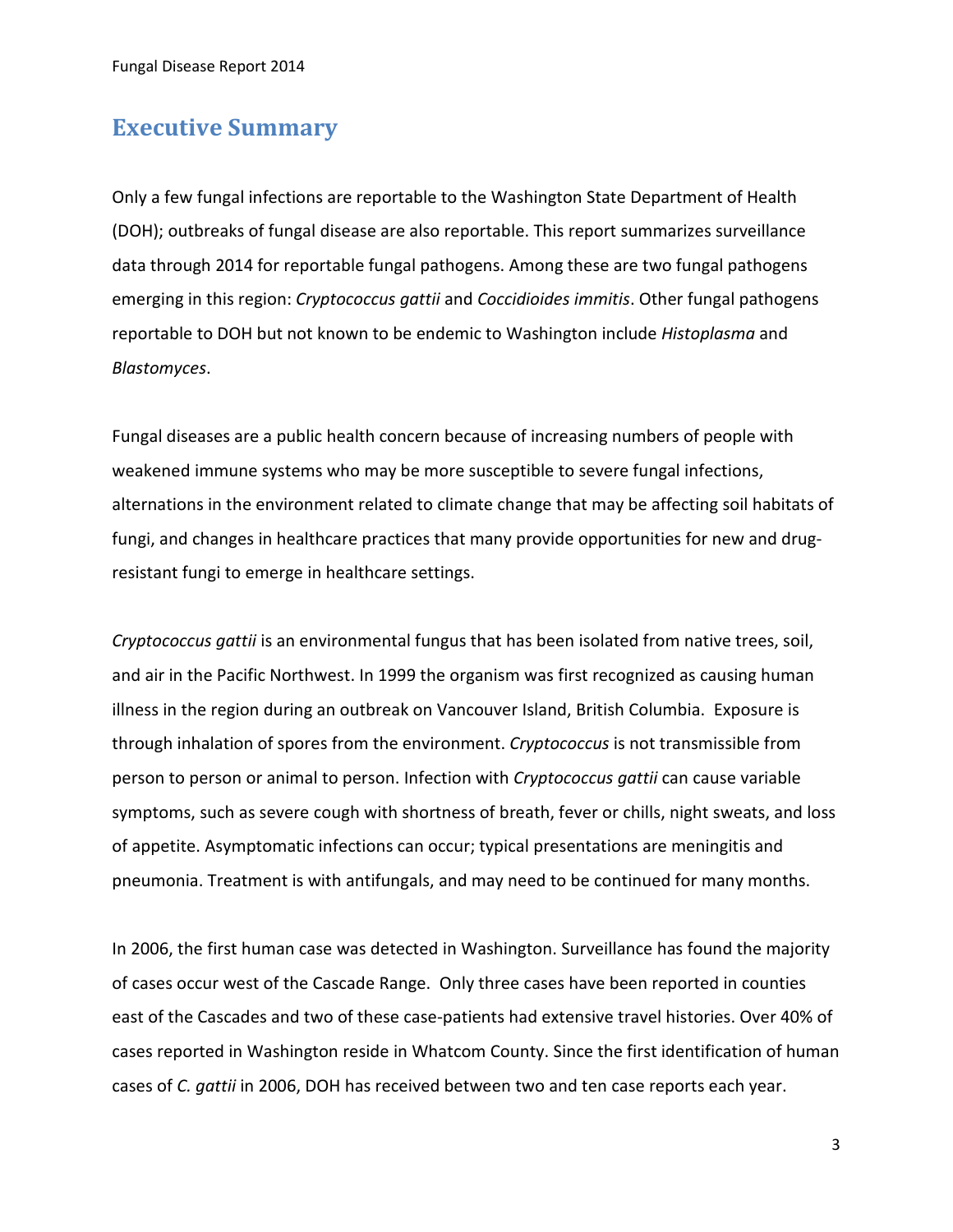# Executive Summary

Only a few fungal infections are reportable to the Washington State Department of Health (DOH); outbreaks of fungal disease are also reportable. This report summarizes surveillance data through 2014 for reportable fungal pathogens. Among these are two fungal pathogens emerging in this region: *Cryptococcus gattii* and *Coccidioides immitis*. Other fungal pathogens reportable to DOH but not known to be endemic to Washington include *Histoplasma* and *Blastomyces*.

Fungal diseases are a public health concern because of increasing numbers of people with weakened immune systems who may be more susceptible to severe fungal infections, alternations in the environment related to climate change that may be affecting soil habitats of fungi, and changes in healthcare practices that many provide opportunities for new and drug-resistant fungi to emerge in healthcare settings.

*Cryptococcus gattii* is an environmental fungus that has been isolated from native trees, soil, and air in the Pacific Northwest. In 1999 the organism was first recognized as causing human illness in the region during an outbreak on Vancouver Island, British Columbia. Exposure is through inhalation of spores from the environment. *Cryptococcus* is not transmissible from person to person or animal to person. Infection with *Cryptococcus gattii* can cause variable symptoms, such as severe cough with shortness of breath, fever or chills, night sweats, and loss of appetite. Asymptomatic infections can occur; typical presentations are meningitis and pneumonia. Treatment is with antifungals, and may need to be continued for many months.

In 2006, the first human case was detected in Washington. Surveillance has found the majority of cases occur west of the Cascade Range. Only three cases have been reported in counties east of the Cascades and two of these case-patients had extensive travel histories. Over 40% of cases reported in Washington reside in Whatcom County. Since the first identification of human cases of *C. gattii* in 2006, DOH has received between two and ten case reports each year.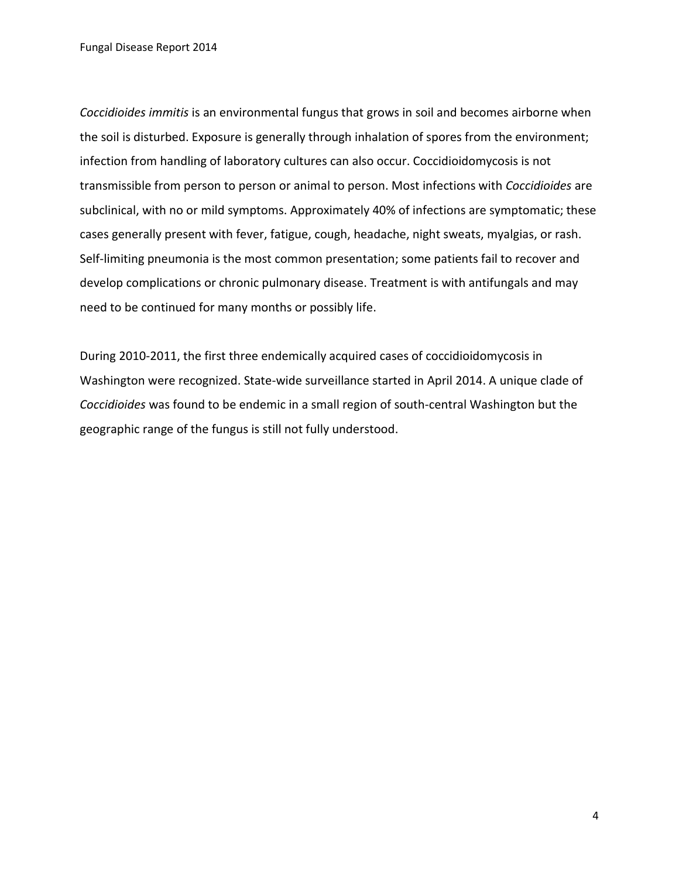*Coccidioides immitis* is an environmental fungus that grows in soil and becomes airborne when the soil is disturbed. Exposure is generally through inhalation of spores from the environment; infection from handling of laboratory cultures can also occur. Coccidioidomycosis is not transmissible from person to person or animal to person. Most infections with *Coccidioides* are subclinical, with no or mild symptoms. Approximately 40% of infections are symptomatic; these cases generally present with fever, fatigue, cough, headache, night sweats, myalgias, or rash. Self-limiting pneumonia is the most common presentation; some patients fail to recover and develop complications or chronic pulmonary disease. Treatment is with antifungals and may need to be continued for many months or possibly life.

During 2010-2011, the first three endemically acquired cases of coccidioidomycosis in Washington were recognized. State-wide surveillance started in April 2014. A unique clade of *Coccidioides* was found to be endemic in a small region of south-central Washington but the geographic range of the fungus is still not fully understood.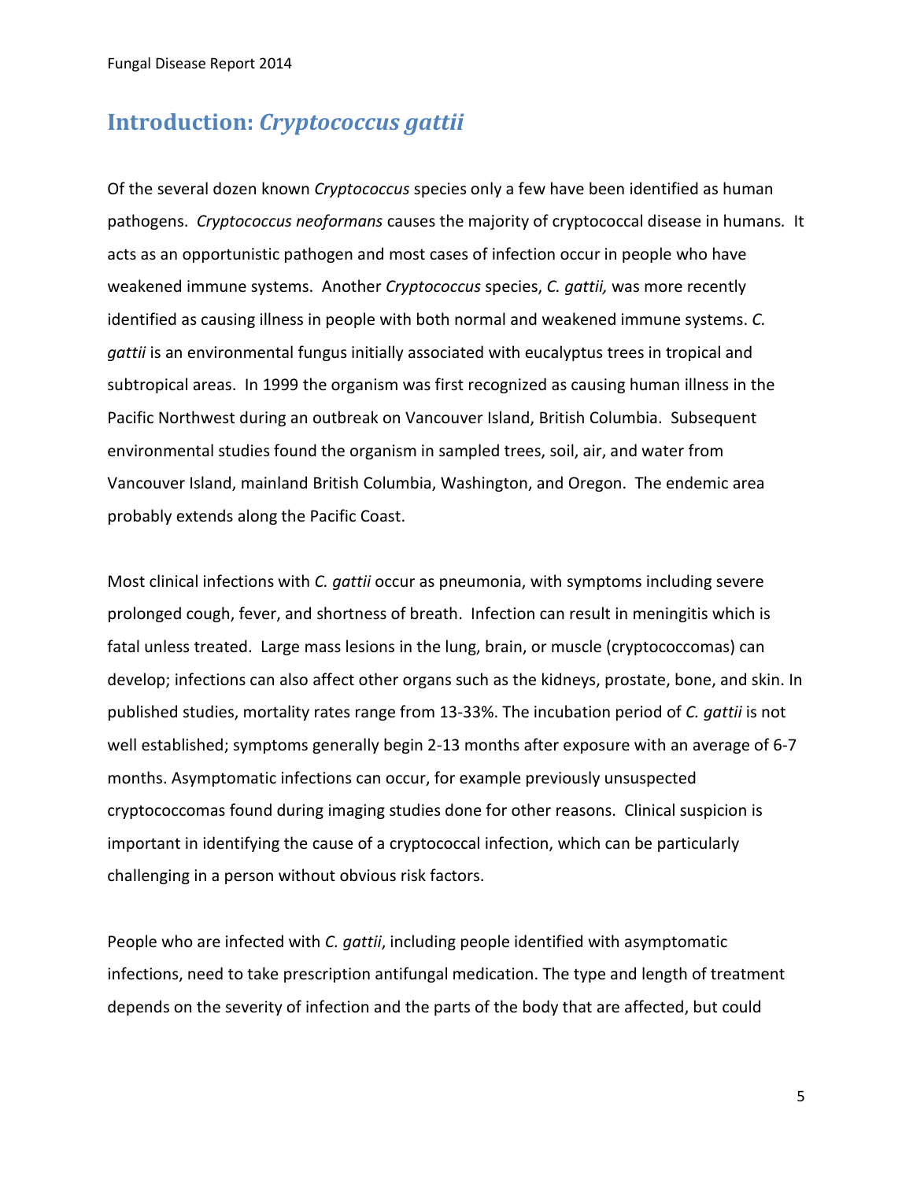## Introduction: *Cryptococcus gattii*

Of the several dozen known *Cryptococcus* species only a few have been identified as human pathogens. *Cryptococcus neoformans* causes the majority of cryptococcal disease in humans. It acts as an opportunistic pathogen and most cases of infection occur in people who have weakened immune systems. Another *Cryptococcus* species, *C. gattii,* was more recently identified as causing illness in people with both normal and weakened immune systems. *C. gattii* is an environmental fungus initially associated with eucalyptus trees in tropical and subtropical areas. In 1999 the organism was first recognized as causing human illness in the Pacific Northwest during an outbreak on Vancouver Island, British Columbia. Subsequent environmental studies found the organism in sampled trees, soil, air, and water from Vancouver Island, mainland British Columbia, Washington, and Oregon. The endemic area probably extends along the Pacific Coast.

Most clinical infections with *C. gattii* occur as pneumonia, with symptoms including severe prolonged cough, fever, and shortness of breath. Infection can result in meningitis which is fatal unless treated. Large mass lesions in the lung, brain, or muscle (cryptococcomas) can develop; infections can also affect other organs such as the kidneys, prostate, bone, and skin. In published studies, mortality rates range from 13-33%. The incubation period of *C. gattii* is not well established; symptoms generally begin 2-13 months after exposure with an average of 6-7 months. Asymptomatic infections can occur, for example previously unsuspected cryptococcomas found during imaging studies done for other reasons. Clinical suspicion is important in identifying the cause of a cryptococcal infection, which can be particularly challenging in a person without obvious risk factors.

People who are infected with *C. gattii*, including people identified with asymptomatic infections, need to take prescription antifungal medication. The type and length of treatment depends on the severity of infection and the parts of the body that are affected, but could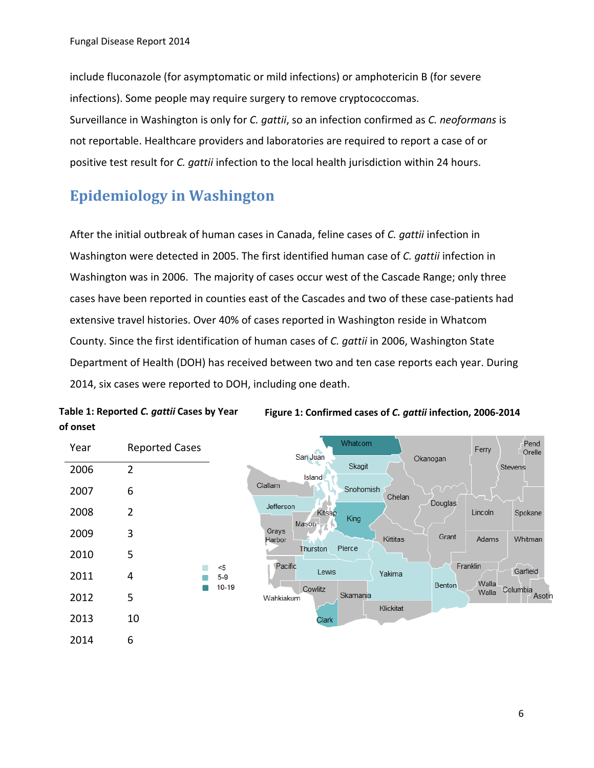include fluconazole (for asymptomatic or mild infections) or amphotericin B (for severe infections). Some people may require surgery to remove cryptococcomas.

Surveillance in Washington is only for *C. gattii*, so an infection confirmed as *C. neoformans* is not reportable. Healthcare providers and laboratories are required to report a case of or positive test result for *C. gattii* infection to the local health jurisdiction within 24 hours.

## Epidemiology in Washington

After the initial outbreak of human cases in Canada, feline cases of *C. gattii* infection in Washington were detected in 2005. The first identified human case of *C. gattii* infection in Washington was in 2006. The majority of cases occur west of the Cascade Range; only three cases have been reported in counties east of the Cascades and two of these case-patients had extensive travel histories. Over 40% of cases reported in Washington reside in Whatcom County. Since the first identification of human cases of *C. gattii* in 2006, Washington State Department of Health (DOH) has received between two and ten case reports each year. During 2014, six cases were reported to DOH, including one death.

**Table 1: Reported *C. gattii* Cases by Year of onset**

| Year | Reported Cases |
|---|---|
| 2006 | 2 |
| 2007 | 6 |
| 2008 | 2 |
| 2009 | 3 |
| 2010 | 5 |
| 2011 | 4 |
| 2012 | 5 |
| 2013 | 10 |
| 2014 | 6 |

**Figure 1: Confirmed cases of *C. gattii* infection, 2006-2014**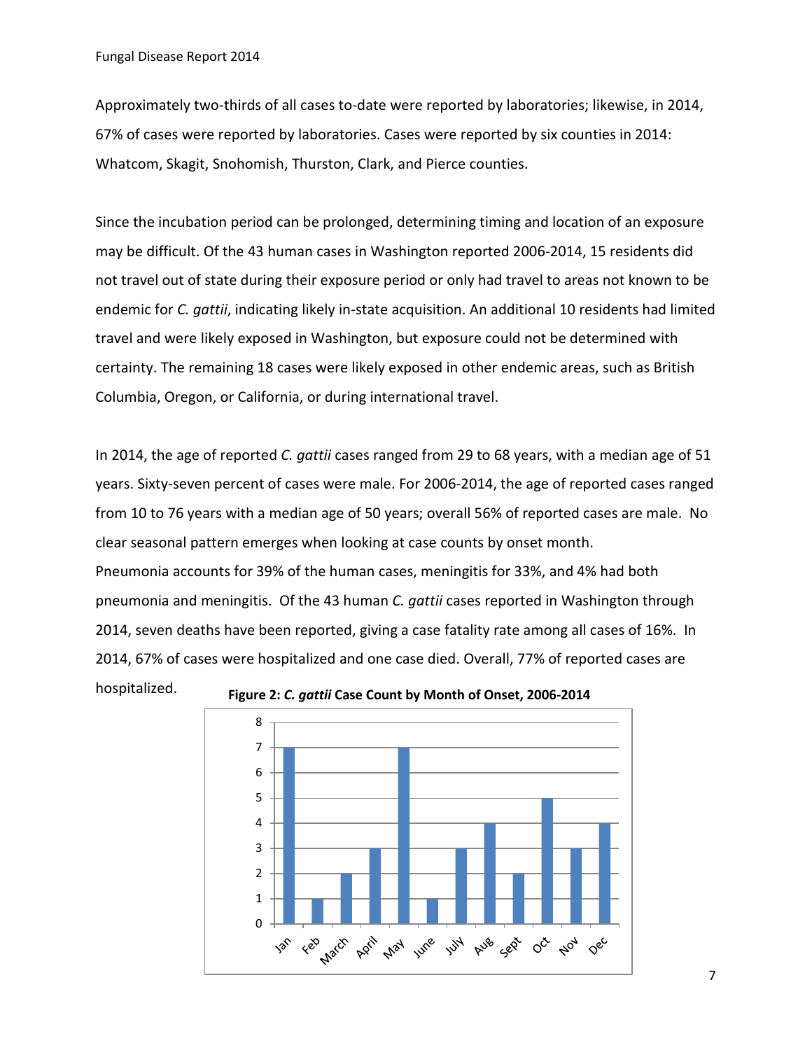Approximately two-thirds of all cases to-date were reported by laboratories; likewise, in 2014, 67% of cases were reported by laboratories. Cases were reported by six counties in 2014: Whatcom, Skagit, Snohomish, Thurston, Clark, and Pierce counties.

Since the incubation period can be prolonged, determining timing and location of an exposure may be difficult. Of the 43 human cases in Washington reported 2006-2014, 15 residents did not travel out of state during their exposure period or only had travel to areas not known to be endemic for *C. gattii*, indicating likely in-state acquisition. An additional 10 residents had limited travel and were likely exposed in Washington, but exposure could not be determined with certainty. The remaining 18 cases were likely exposed in other endemic areas, such as British Columbia, Oregon, or California, or during international travel.

In 2014, the age of reported *C. gattii* cases ranged from 29 to 68 years, with a median age of 51 years. Sixty-seven percent of cases were male. For 2006-2014, the age of reported cases ranged from 10 to 76 years with a median age of 50 years; overall 56% of reported cases are male. No clear seasonal pattern emerges when looking at case counts by onset month.

Pneumonia accounts for 39% of the human cases, meningitis for 33%, and 4% had both pneumonia and meningitis. Of the 43 human *C. gattii* cases reported in Washington through 2014, seven deaths have been reported, giving a case fatality rate among all cases of 16%. In 2014, 67% of cases were hospitalized and one case died. Overall, 77% of reported cases are hospitalized.

**Figure 2: *C. gattii* Case Count by Month of Onset, 2006-2014**

| Month | Case Count |
|---|---|
| Jan | 7 |
| Feb | 1 |
| March | 2 |
| April | 3 |
| May | 7 |
| June | 1 |
| July | 3 |
| Aug | 4 |
| Sept | 2 |
| Oct | 5 |
| Nov | 3 |
| Dec | 4 |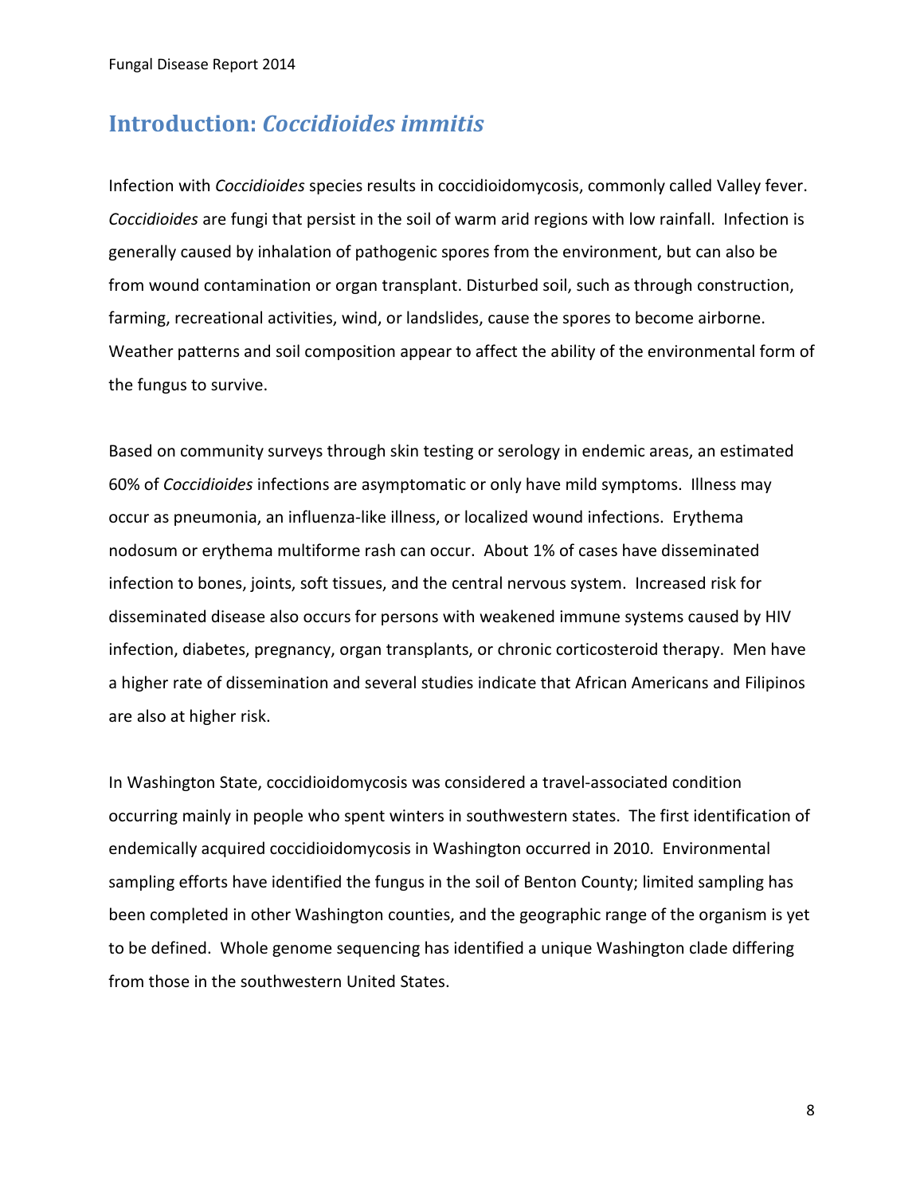## Introduction: *Coccidioides immitis*

Infection with *Coccidioides* species results in coccidioidomycosis, commonly called Valley fever. *Coccidioides* are fungi that persist in the soil of warm arid regions with low rainfall. Infection is generally caused by inhalation of pathogenic spores from the environment, but can also be from wound contamination or organ transplant. Disturbed soil, such as through construction, farming, recreational activities, wind, or landslides, cause the spores to become airborne. Weather patterns and soil composition appear to affect the ability of the environmental form of the fungus to survive.

Based on community surveys through skin testing or serology in endemic areas, an estimated 60% of *Coccidioides* infections are asymptomatic or only have mild symptoms. Illness may occur as pneumonia, an influenza-like illness, or localized wound infections. Erythema nodosum or erythema multiforme rash can occur. About 1% of cases have disseminated infection to bones, joints, soft tissues, and the central nervous system. Increased risk for disseminated disease also occurs for persons with weakened immune systems caused by HIV infection, diabetes, pregnancy, organ transplants, or chronic corticosteroid therapy. Men have a higher rate of dissemination and several studies indicate that African Americans and Filipinos are also at higher risk.

In Washington State, coccidioidomycosis was considered a travel-associated condition occurring mainly in people who spent winters in southwestern states. The first identification of endemically acquired coccidioidomycosis in Washington occurred in 2010. Environmental sampling efforts have identified the fungus in the soil of Benton County; limited sampling has been completed in other Washington counties, and the geographic range of the organism is yet to be defined. Whole genome sequencing has identified a unique Washington clade differing from those in the southwestern United States.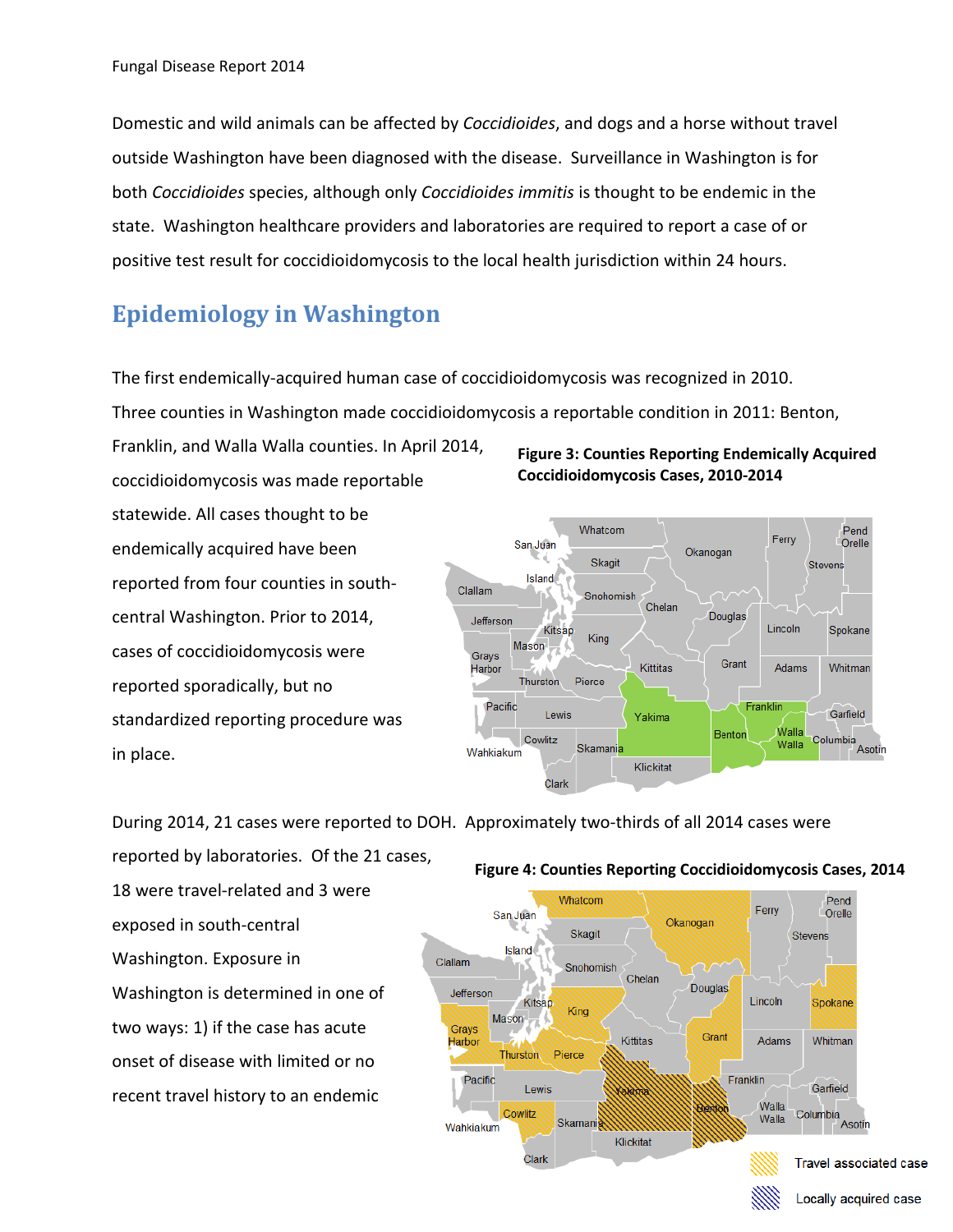Domestic and wild animals can be affected by *Coccidioides*, and dogs and a horse without travel outside Washington have been diagnosed with the disease. Surveillance in Washington is for both *Coccidioides* species, although only *Coccidioides immitis* is thought to be endemic in the state. Washington healthcare providers and laboratories are required to report a case of or positive test result for coccidioidomycosis to the local health jurisdiction within 24 hours.

## Epidemiology in Washington

The first endemically-acquired human case of coccidioidomycosis was recognized in 2010. Three counties in Washington made coccidioidomycosis a reportable condition in 2011: Benton, Franklin, and Walla Walla counties. In April 2014, coccidioidomycosis was made reportable statewide. All cases thought to be endemically acquired have been reported from four counties in south-central Washington. Prior to 2014, cases of coccidioidomycosis were reported sporadically, but no standardized reporting procedure was in place.

**Figure 3: Counties Reporting Endemically Acquired Coccidioidomycosis Cases, 2010-2014**

During 2014, 21 cases were reported to DOH. Approximately two-thirds of all 2014 cases were reported by laboratories. Of the 21 cases, 18 were travel-related and 3 were exposed in south-central Washington. Exposure in Washington is determined in one of two ways: 1) if the case has acute onset of disease with limited or no recent travel history to an endemic

**Figure 4: Counties Reporting Coccidioidomycosis Cases, 2014**

Travel associated case

Locally acquired case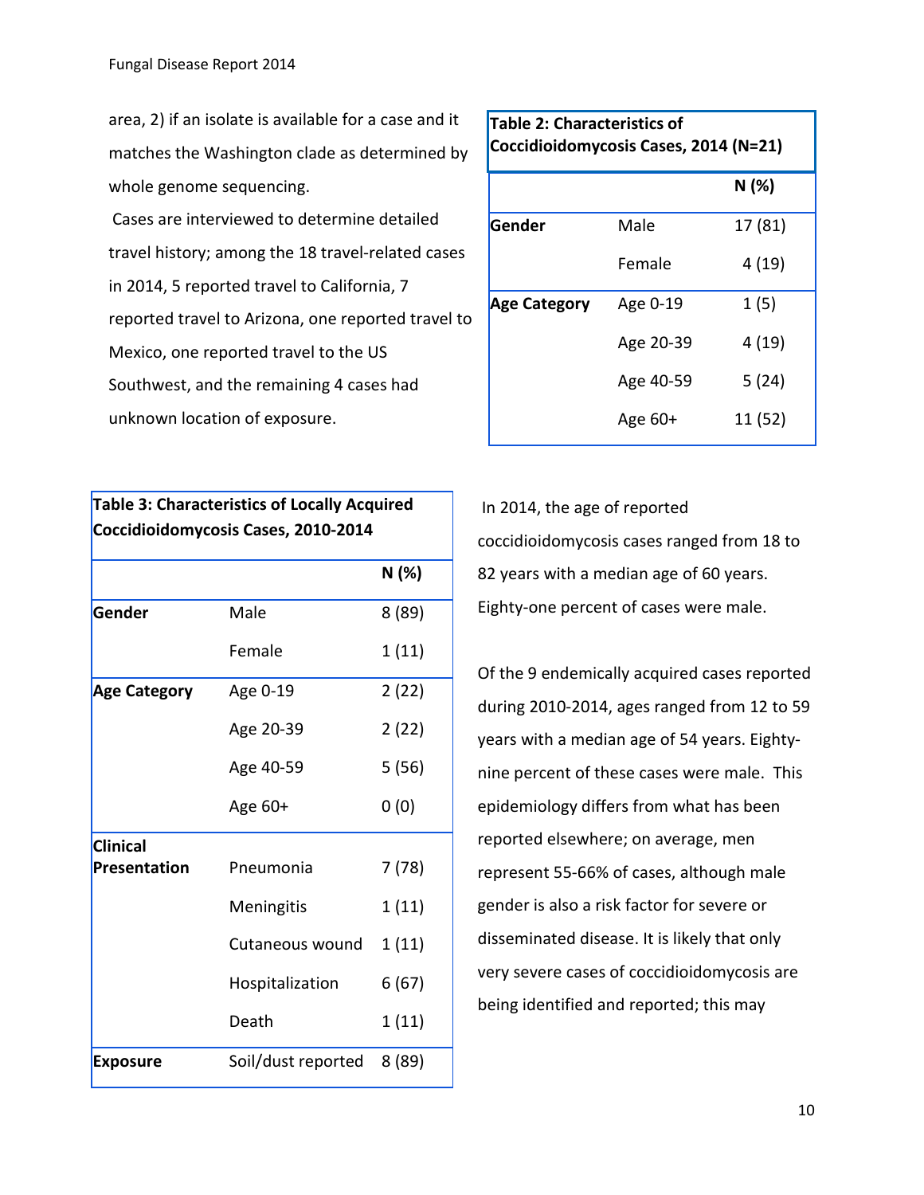area, 2) if an isolate is available for a case and it matches the Washington clade as determined by whole genome sequencing.

Cases are interviewed to determine detailed travel history; among the 18 travel-related cases in 2014, 5 reported travel to California, 7 reported travel to Arizona, one reported travel to Mexico, one reported travel to the US Southwest, and the remaining 4 cases had unknown location of exposure.

**Table 2: Characteristics of Coccidioidomycosis Cases, 2014 (N=21)**

| | | N (%) |
|---|---|---|
| **Gender** | Male | 17 (81) |
| | Female | 4 (19) |
| **Age Category** | Age 0-19 | 1 (5) |
| | Age 20-39 | 4 (19) |
| | Age 40-59 | 5 (24) |
| | Age 60+ | 11 (52) |

**Table 3: Characteristics of Locally Acquired Coccidioidomycosis Cases, 2010-2014**

| | | N (%) |
|---|---|---|
| **Gender** | Male | 8 (89) |
| | Female | 1 (11) |
| **Age Category** | Age 0-19 | 2 (22) |
| | Age 20-39 | 2 (22) |
| | Age 40-59 | 5 (56) |
| | Age 60+ | 0 (0) |
| **Clinical Presentation** | Pneumonia | 7 (78) |
| | Meningitis | 1 (11) |
| | Cutaneous wound | 1 (11) |
| | Hospitalization | 6 (67) |
| | Death | 1 (11) |
| **Exposure** | Soil/dust reported | 8 (89) |

In 2014, the age of reported coccidioidomycosis cases ranged from 18 to 82 years with a median age of 60 years. Eighty-one percent of cases were male.

Of the 9 endemically acquired cases reported during 2010-2014, ages ranged from 12 to 59 years with a median age of 54 years. Eighty-nine percent of these cases were male. This epidemiology differs from what has been reported elsewhere; on average, men represent 55-66% of cases, although male gender is also a risk factor for severe or disseminated disease. It is likely that only very severe cases of coccidioidomycosis are being identified and reported; this may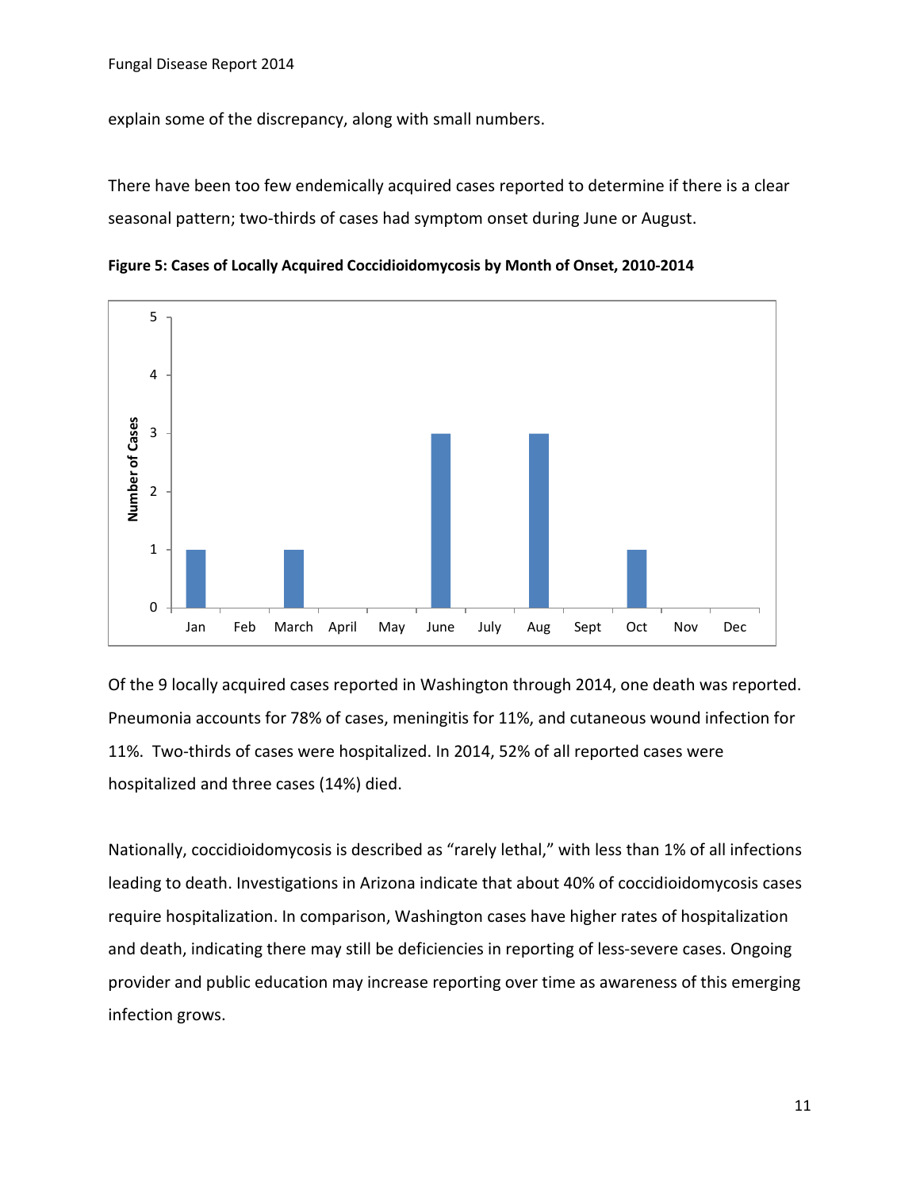explain some of the discrepancy, along with small numbers.

There have been too few endemically acquired cases reported to determine if there is a clear seasonal pattern; two-thirds of cases had symptom onset during June or August.

**Figure 5: Cases of Locally Acquired Coccidioidomycosis by Month of Onset, 2010-2014**

| Month | Number of Cases |
|---|---|
| Jan | 1 |
| Feb | 0 |
| March | 1 |
| April | 0 |
| May | 0 |
| June | 3 |
| July | 0 |
| Aug | 3 |
| Sept | 0 |
| Oct | 1 |
| Nov | 0 |
| Dec | 0 |

Of the 9 locally acquired cases reported in Washington through 2014, one death was reported. Pneumonia accounts for 78% of cases, meningitis for 11%, and cutaneous wound infection for 11%. Two-thirds of cases were hospitalized. In 2014, 52% of all reported cases were hospitalized and three cases (14%) died.

Nationally, coccidioidomycosis is described as "rarely lethal," with less than 1% of all infections leading to death. Investigations in Arizona indicate that about 40% of coccidioidomycosis cases require hospitalization. In comparison, Washington cases have higher rates of hospitalization and death, indicating there may still be deficiencies in reporting of less-severe cases. Ongoing provider and public education may increase reporting over time as awareness of this emerging infection grows.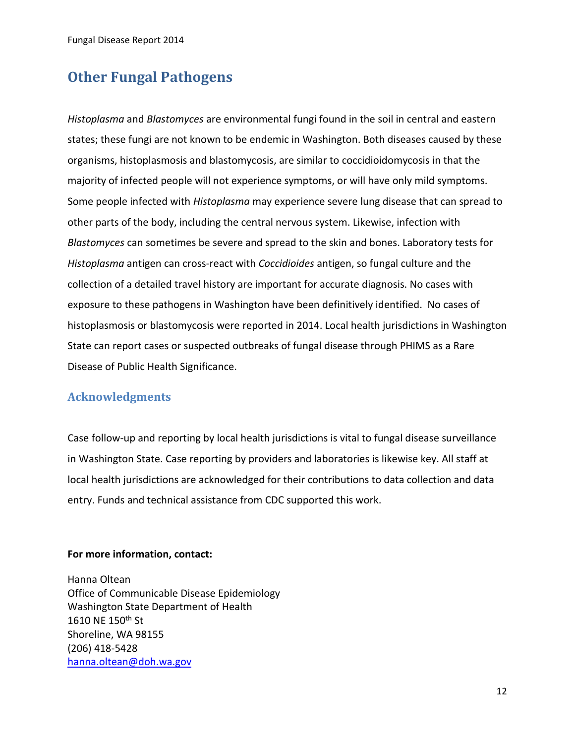## Other Fungal Pathogens

*Histoplasma* and *Blastomyces* are environmental fungi found in the soil in central and eastern states; these fungi are not known to be endemic in Washington. Both diseases caused by these organisms, histoplasmosis and blastomycosis, are similar to coccidioidomycosis in that the majority of infected people will not experience symptoms, or will have only mild symptoms. Some people infected with *Histoplasma* may experience severe lung disease that can spread to other parts of the body, including the central nervous system. Likewise, infection with *Blastomyces* can sometimes be severe and spread to the skin and bones. Laboratory tests for *Histoplasma* antigen can cross-react with *Coccidioides* antigen, so fungal culture and the collection of a detailed travel history are important for accurate diagnosis. No cases with exposure to these pathogens in Washington have been definitively identified. No cases of histoplasmosis or blastomycosis were reported in 2014. Local health jurisdictions in Washington State can report cases or suspected outbreaks of fungal disease through PHIMS as a Rare Disease of Public Health Significance.

### Acknowledgments

Case follow-up and reporting by local health jurisdictions is vital to fungal disease surveillance in Washington State. Case reporting by providers and laboratories is likewise key. All staff at local health jurisdictions are acknowledged for their contributions to data collection and data entry. Funds and technical assistance from CDC supported this work.

**For more information, contact:**

Hanna Oltean
Office of Communicable Disease Epidemiology
Washington State Department of Health
1610 NE 150th St
Shoreline, WA 98155
(206) 418-5428
hanna.oltean@doh.wa.gov